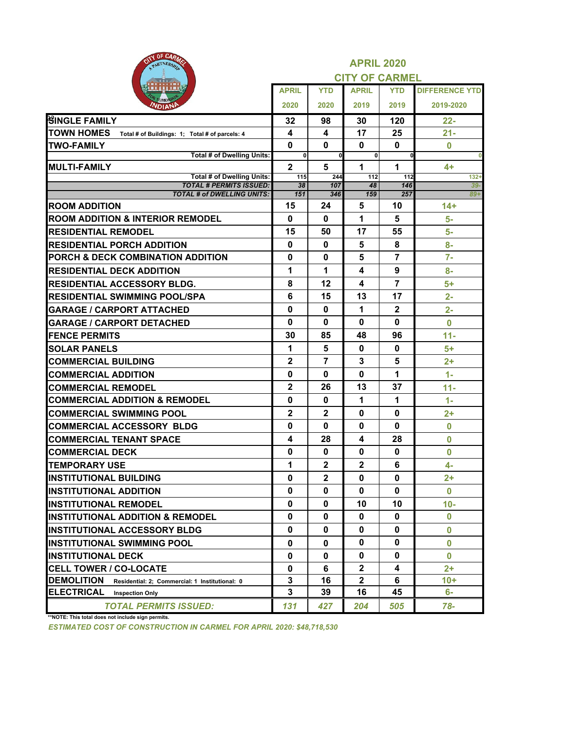# APRIL 2020

## CITY OF CARMEL

| | APRIL 2020 | YTD 2020 | APRIL 2019 | YTD 2019 | DIFFERENCE YTD 2019-2020 |
|---|---|---|---|---|---|
| **SINGLE FAMILY** | 32 | 98 | 30 | 120 | 22- |
| **TOWN HOMES** Total # of Buildings: 1; Total # of parcels: 4 | 4 | 4 | 17 | 25 | 21- |
| **TWO-FAMILY** | 0 | 0 | 0 | 0 | 0 |
| Total # of Dwelling Units: | 0 | 0 | 0 | 0 | 0 |
| **MULTI-FAMILY** | 2 | 5 | 1 | 1 | 4+ |
| Total # of Dwelling Units: | 115 | 244 | 112 | 112 | 132+ |
| *TOTAL # PERMITS ISSUED:* | *38* | *107* | *48* | *146* | *39-* |
| *TOTAL # of DWELLING UNITS:* | *151* | *346* | *159* | *257* | *89+* |
| **ROOM ADDITION** | 15 | 24 | 5 | 10 | 14+ |
| **ROOM ADDITION & INTERIOR REMODEL** | 0 | 0 | 1 | 5 | 5- |
| **RESIDENTIAL REMODEL** | 15 | 50 | 17 | 55 | 5- |
| **RESIDENTIAL PORCH ADDITION** | 0 | 0 | 5 | 8 | 8- |
| **PORCH & DECK COMBINATION ADDITION** | 0 | 0 | 5 | 7 | 7- |
| **RESIDENTIAL DECK ADDITION** | 1 | 1 | 4 | 9 | 8- |
| **RESIDENTIAL ACCESSORY BLDG.** | 8 | 12 | 4 | 7 | 5+ |
| **RESIDENTIAL SWIMMING POOL/SPA** | 6 | 15 | 13 | 17 | 2- |
| **GARAGE / CARPORT ATTACHED** | 0 | 0 | 1 | 2 | 2- |
| **GARAGE / CARPORT DETACHED** | 0 | 0 | 0 | 0 | 0 |
| **FENCE PERMITS** | 30 | 85 | 48 | 96 | 11- |
| **SOLAR PANELS** | 1 | 5 | 0 | 0 | 5+ |
| **COMMERCIAL BUILDING** | 2 | 7 | 3 | 5 | 2+ |
| **COMMERCIAL ADDITION** | 0 | 0 | 0 | 1 | 1- |
| **COMMERCIAL REMODEL** | 2 | 26 | 13 | 37 | 11- |
| **COMMERCIAL ADDITION & REMODEL** | 0 | 0 | 1 | 1 | 1- |
| **COMMERCIAL SWIMMING POOL** | 2 | 2 | 0 | 0 | 2+ |
| **COMMERCIAL ACCESSORY BLDG** | 0 | 0 | 0 | 0 | 0 |
| **COMMERCIAL TENANT SPACE** | 4 | 28 | 4 | 28 | 0 |
| **COMMERCIAL DECK** | 0 | 0 | 0 | 0 | 0 |
| **TEMPORARY USE** | 1 | 2 | 2 | 6 | 4- |
| **INSTITUTIONAL BUILDING** | 0 | 2 | 0 | 0 | 2+ |
| **INSTITUTIONAL ADDITION** | 0 | 0 | 0 | 0 | 0 |
| **INSTITUTIONAL REMODEL** | 0 | 0 | 10 | 10 | 10- |
| **INSTITUTIONAL ADDITION & REMODEL** | 0 | 0 | 0 | 0 | 0 |
| **INSTITUTIONAL ACCESSORY BLDG** | 0 | 0 | 0 | 0 | 0 |
| **INSTITUTIONAL SWIMMING POOL** | 0 | 0 | 0 | 0 | 0 |
| **INSTITUTIONAL DECK** | 0 | 0 | 0 | 0 | 0 |
| **CELL TOWER / CO-LOCATE** | 0 | 6 | 2 | 4 | 2+ |
| **DEMOLITION** Residential: 2; Commercial: 1 Institutional: 0 | 3 | 16 | 2 | 6 | 10+ |
| **ELECTRICAL** Inspection Only | 3 | 39 | 16 | 45 | 6- |
| ***TOTAL PERMITS ISSUED:*** | ***131*** | ***427*** | ***204*** | ***505*** | ***78-*** |

**NOTE: This total does not include sign permits.

*ESTIMATED COST OF CONSTRUCTION IN CARMEL FOR APRIL 2020: $48,718,530*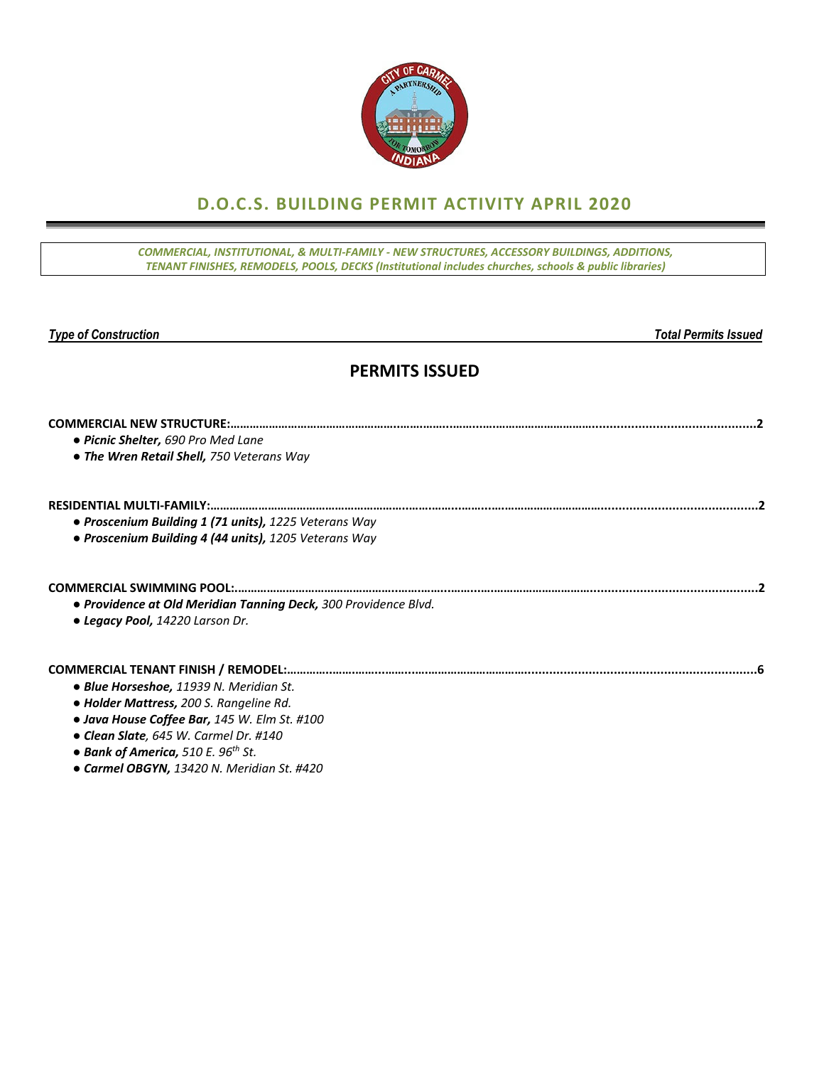## D.O.C.S. BUILDING PERMIT ACTIVITY APRIL 2020

*COMMERCIAL, INSTITUTIONAL, & MULTI-FAMILY - NEW STRUCTURES, ACCESSORY BUILDINGS, ADDITIONS, TENANT FINISHES, REMODELS, POOLS, DECKS (Institutional includes churches, schools & public libraries)*

***Type of Construction*** — ***Total Permits Issued***

## PERMITS ISSUED

**COMMERCIAL NEW STRUCTURE:**……………………………………………………………………………………2

- ***Picnic Shelter,*** *690 Pro Med Lane*
- ***The Wren Retail Shell,*** *750 Veterans Way*

**RESIDENTIAL MULTI-FAMILY:**……………………………………………………………………………………2

- ***Proscenium Building 1 (71 units),*** *1225 Veterans Way*
- ***Proscenium Building 4 (44 units),*** *1205 Veterans Way*

**COMMERCIAL SWIMMING POOL:**……………………………………………………………………………………2

- ***Providence at Old Meridian Tanning Deck,*** *300 Providence Blvd.*
- ***Legacy Pool,*** *14220 Larson Dr.*

**COMMERCIAL TENANT FINISH / REMODEL:**……………………………………………………………………………………6

- ***Blue Horseshoe,*** *11939 N. Meridian St.*
- ***Holder Mattress,*** *200 S. Rangeline Rd.*
- ***Java House Coffee Bar,*** *145 W. Elm St. #100*
- ***Clean Slate****, 645 W. Carmel Dr. #140*
- ***Bank of America,*** *510 E. 96th St.*
- ***Carmel OBGYN,*** *13420 N. Meridian St. #420*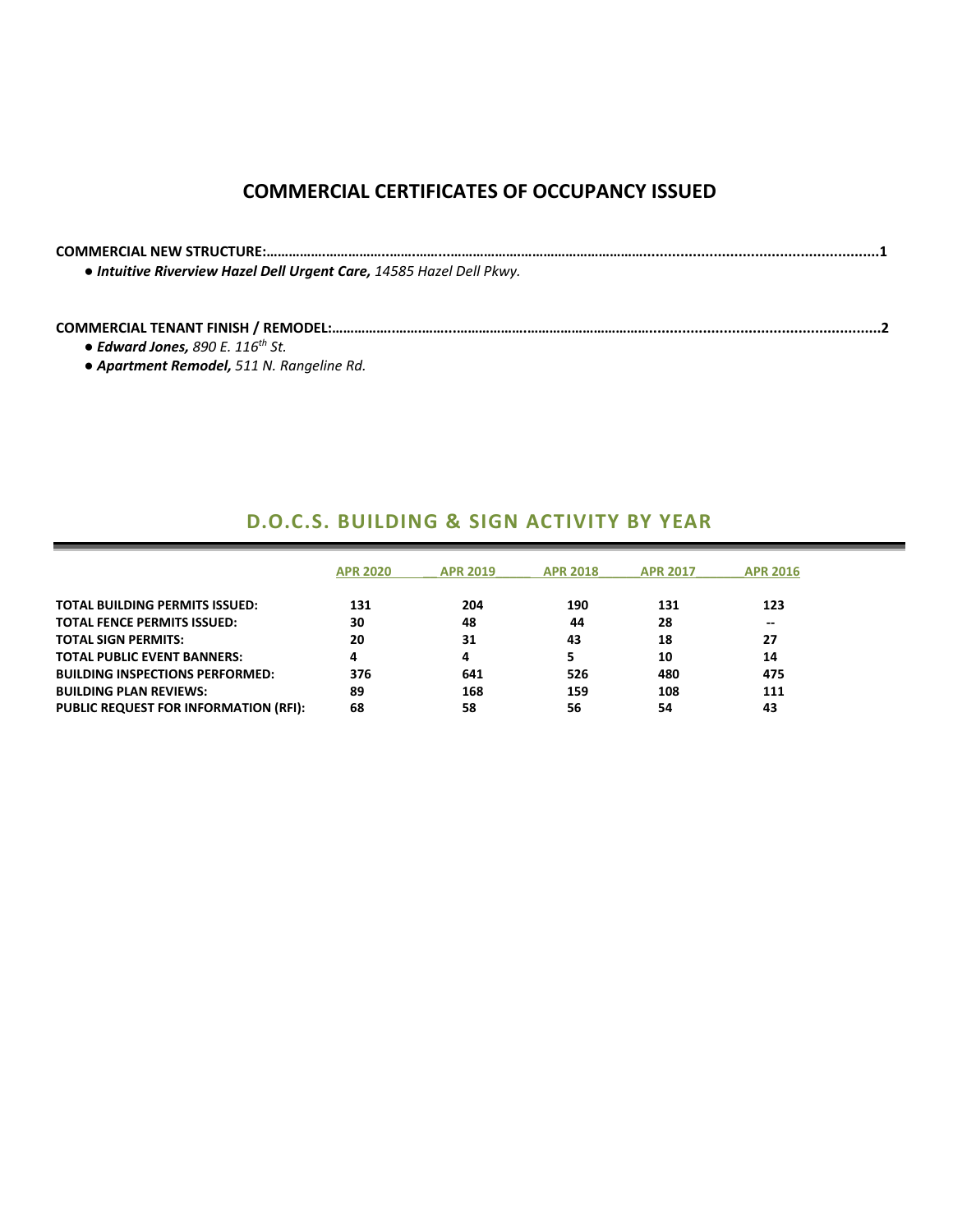## COMMERCIAL CERTIFICATES OF OCCUPANCY ISSUED

**COMMERCIAL NEW STRUCTURE:…………………………………………………………………………………………………………………………………1**

- ***Intuitive Riverview Hazel Dell Urgent Care,*** *14585 Hazel Dell Pkwy.*

**COMMERCIAL TENANT FINISH / REMODEL:……………………………………………………………………………………………………………2**

- ***Edward Jones,*** *890 E. 116th St.*
- ***Apartment Remodel,*** *511 N. Rangeline Rd.*

## D.O.C.S. BUILDING & SIGN ACTIVITY BY YEAR

| | APR 2020 | APR 2019 | APR 2018 | APR 2017 | APR 2016 |
|---|---|---|---|---|---|
| **TOTAL BUILDING PERMITS ISSUED:** | **131** | **204** | **190** | **131** | **123** |
| **TOTAL FENCE PERMITS ISSUED:** | **30** | **48** | **44** | **28** | **--** |
| **TOTAL SIGN PERMITS:** | **20** | **31** | **43** | **18** | **27** |
| **TOTAL PUBLIC EVENT BANNERS:** | **4** | **4** | **5** | **10** | **14** |
| **BUILDING INSPECTIONS PERFORMED:** | **376** | **641** | **526** | **480** | **475** |
| **BUILDING PLAN REVIEWS:** | **89** | **168** | **159** | **108** | **111** |
| **PUBLIC REQUEST FOR INFORMATION (RFI):** | **68** | **58** | **56** | **54** | **43** |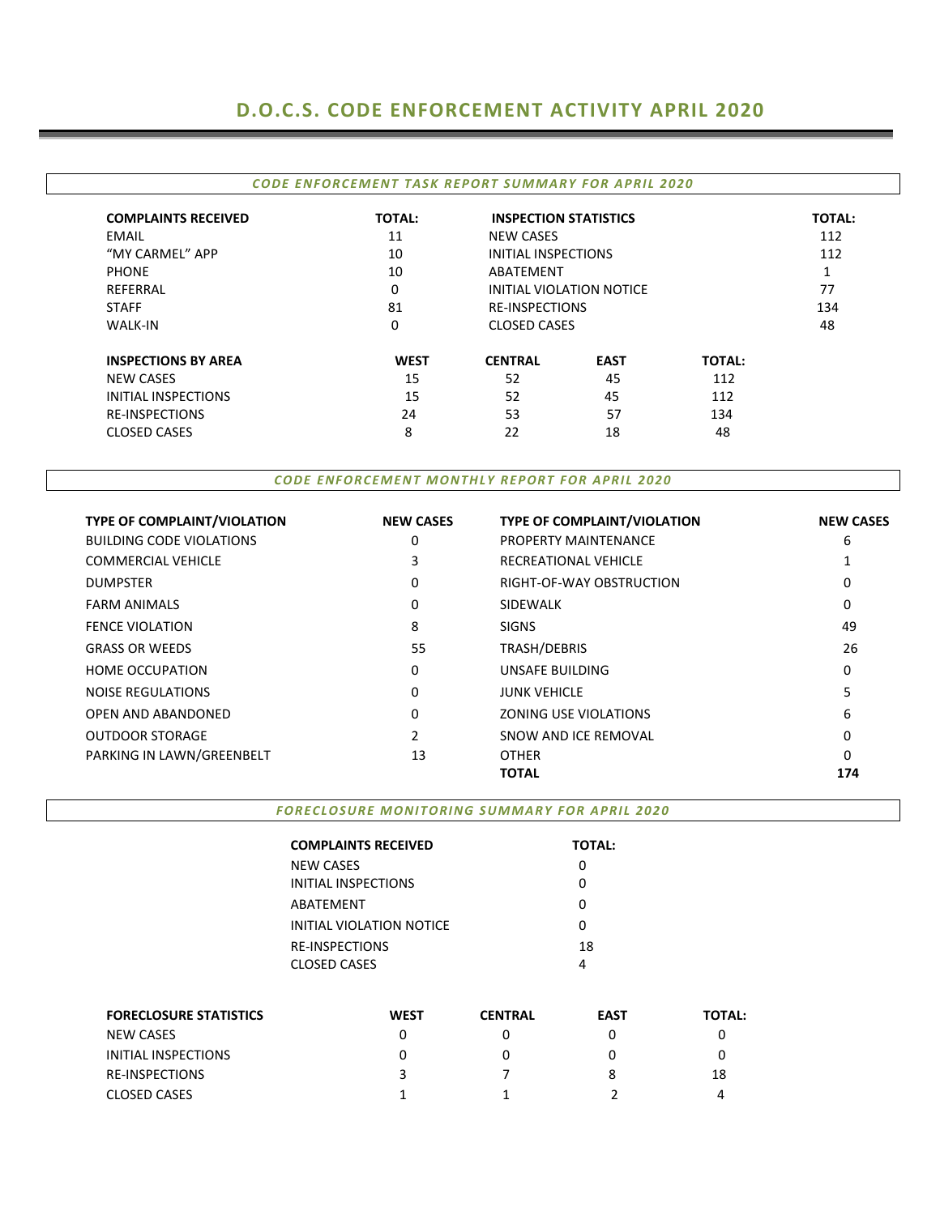# D.O.C.S. CODE ENFORCEMENT ACTIVITY APRIL 2020

## *CODE ENFORCEMENT TASK REPORT SUMMARY FOR APRIL 2020*

| COMPLAINTS RECEIVED | TOTAL: |
|---|---|
| EMAIL | 11 |
| "MY CARMEL" APP | 10 |
| PHONE | 10 |
| REFERRAL | 0 |
| STAFF | 81 |
| WALK-IN | 0 |

| INSPECTION STATISTICS | TOTAL: |
|---|---|
| NEW CASES | 112 |
| INITIAL INSPECTIONS | 112 |
| ABATEMENT | 1 |
| INITIAL VIOLATION NOTICE | 77 |
| RE-INSPECTIONS | 134 |
| CLOSED CASES | 48 |

| INSPECTIONS BY AREA | WEST | CENTRAL | EAST | TOTAL: |
|---|---|---|---|---|
| NEW CASES | 15 | 52 | 45 | 112 |
| INITIAL INSPECTIONS | 15 | 52 | 45 | 112 |
| RE-INSPECTIONS | 24 | 53 | 57 | 134 |
| CLOSED CASES | 8 | 22 | 18 | 48 |

## *CODE ENFORCEMENT MONTHLY REPORT FOR APRIL 2020*

| TYPE OF COMPLAINT/VIOLATION | NEW CASES | TYPE OF COMPLAINT/VIOLATION | NEW CASES |
|---|---|---|---|
| BUILDING CODE VIOLATIONS | 0 | PROPERTY MAINTENANCE | 6 |
| COMMERCIAL VEHICLE | 3 | RECREATIONAL VEHICLE | 1 |
| DUMPSTER | 0 | RIGHT-OF-WAY OBSTRUCTION | 0 |
| FARM ANIMALS | 0 | SIDEWALK | 0 |
| FENCE VIOLATION | 8 | SIGNS | 49 |
| GRASS OR WEEDS | 55 | TRASH/DEBRIS | 26 |
| HOME OCCUPATION | 0 | UNSAFE BUILDING | 0 |
| NOISE REGULATIONS | 0 | JUNK VEHICLE | 5 |
| OPEN AND ABANDONED | 0 | ZONING USE VIOLATIONS | 6 |
| OUTDOOR STORAGE | 2 | SNOW AND ICE REMOVAL | 0 |
| PARKING IN LAWN/GREENBELT | 13 | OTHER | 0 |
| | | **TOTAL** | **174** |

## *FORECLOSURE MONITORING SUMMARY FOR APRIL 2020*

| COMPLAINTS RECEIVED | TOTAL: |
|---|---|
| NEW CASES | 0 |
| INITIAL INSPECTIONS | 0 |
| ABATEMENT | 0 |
| INITIAL VIOLATION NOTICE | 0 |
| RE-INSPECTIONS | 18 |
| CLOSED CASES | 4 |

| FORECLOSURE STATISTICS | WEST | CENTRAL | EAST | TOTAL: |
|---|---|---|---|---|
| NEW CASES | 0 | 0 | 0 | 0 |
| INITIAL INSPECTIONS | 0 | 0 | 0 | 0 |
| RE-INSPECTIONS | 3 | 7 | 8 | 18 |
| CLOSED CASES | 1 | 1 | 2 | 4 |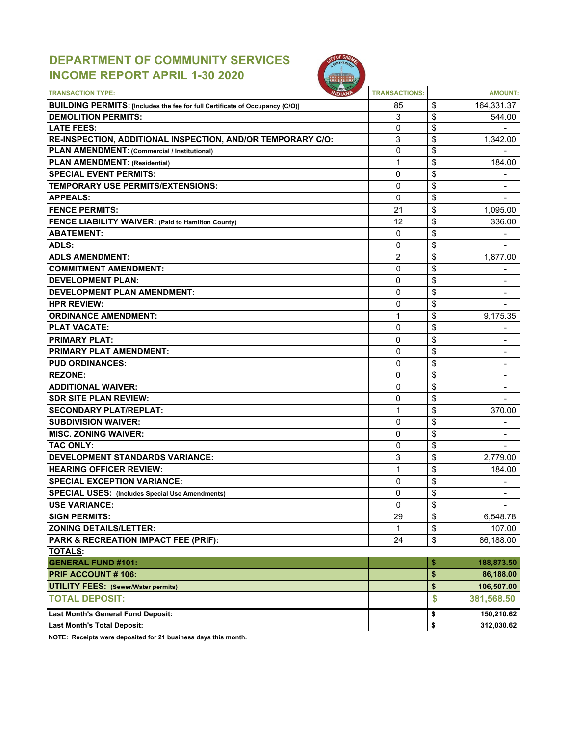# DEPARTMENT OF COMMUNITY SERVICES
# INCOME REPORT APRIL 1-30 2020

| TRANSACTION TYPE: | TRANSACTIONS: | AMOUNT: |
|---|---|---|
| **BUILDING PERMITS: [Includes the fee for full Certificate of Occupancy (C/O)]** | 85 | $ 164,331.37 |
| **DEMOLITION PERMITS:** | 3 | $ 544.00 |
| **LATE FEES:** | 0 | $ - |
| **RE-INSPECTION, ADDITIONAL INSPECTION, AND/OR TEMPORARY C/O:** | 3 | $ 1,342.00 |
| **PLAN AMENDMENT: (Commercial / Institutional)** | 0 | $ - |
| **PLAN AMENDMENT: (Residential)** | 1 | $ 184.00 |
| **SPECIAL EVENT PERMITS:** | 0 | $ - |
| **TEMPORARY USE PERMITS/EXTENSIONS:** | 0 | $ - |
| **APPEALS:** | 0 | $ - |
| **FENCE PERMITS:** | 21 | $ 1,095.00 |
| **FENCE LIABILITY WAIVER: (Paid to Hamilton County)** | 12 | $ 336.00 |
| **ABATEMENT:** | 0 | $ - |
| **ADLS:** | 0 | $ - |
| **ADLS AMENDMENT:** | 2 | $ 1,877.00 |
| **COMMITMENT AMENDMENT:** | 0 | $ - |
| **DEVELOPMENT PLAN:** | 0 | $ - |
| **DEVELOPMENT PLAN AMENDMENT:** | 0 | $ - |
| **HPR REVIEW:** | 0 | $ - |
| **ORDINANCE AMENDMENT:** | 1 | $ 9,175.35 |
| **PLAT VACATE:** | 0 | $ - |
| **PRIMARY PLAT:** | 0 | $ - |
| **PRIMARY PLAT AMENDMENT:** | 0 | $ - |
| **PUD ORDINANCES:** | 0 | $ - |
| **REZONE:** | 0 | $ - |
| **ADDITIONAL WAIVER:** | 0 | $ - |
| **SDR SITE PLAN REVIEW:** | 0 | $ - |
| **SECONDARY PLAT/REPLAT:** | 1 | $ 370.00 |
| **SUBDIVISION WAIVER:** | 0 | $ - |
| **MISC. ZONING WAIVER:** | 0 | $ - |
| **TAC ONLY:** | 0 | $ - |
| **DEVELOPMENT STANDARDS VARIANCE:** | 3 | $ 2,779.00 |
| **HEARING OFFICER REVIEW:** | 1 | $ 184.00 |
| **SPECIAL EXCEPTION VARIANCE:** | 0 | $ - |
| **SPECIAL USES: (Includes Special Use Amendments)** | 0 | $ - |
| **USE VARIANCE:** | 0 | $ - |
| **SIGN PERMITS:** | 29 | $ 6,548.78 |
| **ZONING DETAILS/LETTER:** | 1 | $ 107.00 |
| **PARK & RECREATION IMPACT FEE (PRIF):** | 24 | $ 86,188.00 |
| **TOTALS:** | | |
| **GENERAL FUND #101:** | | **$ 188,873.50** |
| **PRIF ACCOUNT # 106:** | | **$ 86,188.00** |
| **UTILITY FEES: (Sewer/Water permits)** | | **$ 106,507.00** |
| **TOTAL DEPOSIT:** | | **$ 381,568.50** |
| **Last Month's General Fund Deposit:** | | **$ 150,210.62** |
| **Last Month's Total Deposit:** | | **$ 312,030.62** |

**NOTE: Receipts were deposited for 21 business days this month.**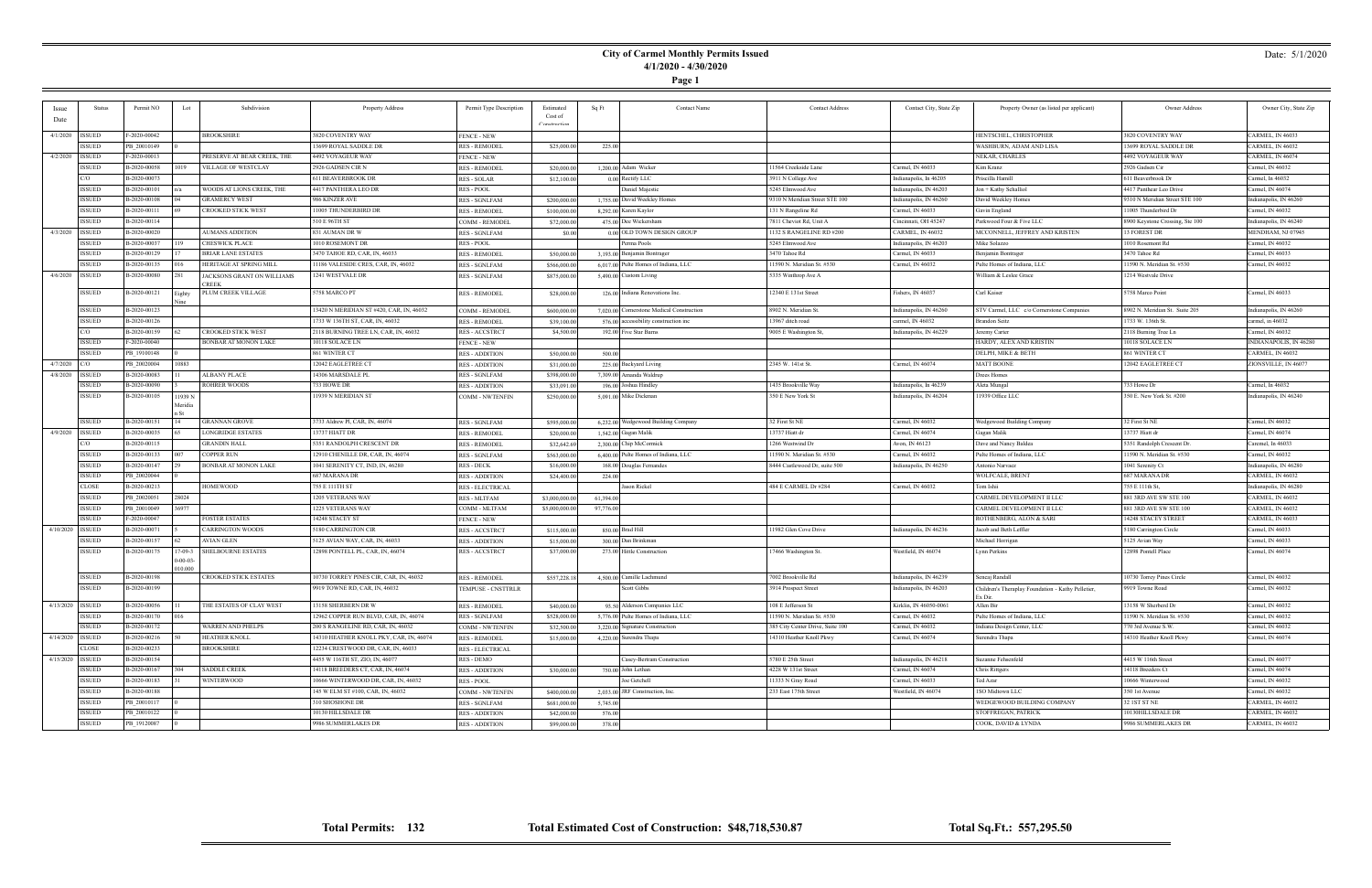# City of Carmel Monthly Permits Issued

**4/1/2020 - 4/30/2020**

Date: 5/1/2020

| Issue Date | Status | Permit NO | Lot | Subdivision | Property Address | Permit Type Description | Estimated Cost of Construction | Sq Ft | Contact Name | Contact Address | Contact City, State Zip | Property Owner (as listed per applicant) | Owner Address | Owner City, State Zip |
|---|---|---|---|---|---|---|---|---|---|---|---|---|---|---|
| 4/1/2020 | ISSUED | F-2020-00042 | | BROOKSHIRE | 3820 COVENTRY WAY | FENCE - NEW | | | | | | HENTSCHEL, CHRISTOPHER | 3820 COVENTRY WAY | CARMEL, IN 46033 |
| | ISSUED | PB_20010149 | 0 | | 13699 ROYAL SADDLE DR | RES - REMODEL | $25,000.00 | 225.00 | | | | WASHBURN, ADAM AND LISA | 13699 ROYAL SADDLE DR | CARMEL, IN 46032 |
| 4/2/2020 | ISSUED | F-2020-00013 | | PRESERVE AT BEAR CREEK, THE | 4492 VOYAGEUR WAY | FENCE - NEW | | | | | | NEKAR, CHARLES | 4492 VOYAGEUR WAY | CARMEL, IN 46074 |
| | ISSUED | B-2020-00058 | 1019 | VILLAGE OF WESTCLAY | 2926 GADSEN CIR N | RES - REMODEL | $20,000.00 | 1,200.00 | Adam Wicker | 11564 Creekside Lane | Carmel, IN 46033 | Kim Krunz | 2926 Gadsen Cir | Carmel, IN 46032 |
| | C/O | B-2020-00073 | | | 611 BEAVERBROOK DR | RES - SOLAR | $12,100.00 | 0.00 | Rectify LLC | 3911 N College Ave | Indianapolis, In 46205 | Priscilla Harrell | 611 Beaverbrook Dr | Carmel, In 46032 |
| | ISSUED | B-2020-00101 | n/a | WOODS AT LIONS CREEK, THE | 4417 PANTHERA LEO DR | RES - POOL | | | Daniel Majestic | 5245 Elmwood Ave | Indianapolis, IN 46203 | Jon + Kathy Schalliol | 4417 Panthear Leo Drive | Carmel, IN 46074 |
| | ISSUED | B-2020-00108 | 04 | GRAMERCY WEST | 986 KINZER AVE | RES - SGNLFAM | $200,000.00 | 1,755.00 | David Weekley Homes | 9310 N Meridian Street STE 100 | Indianapolis, IN 46260 | David Weekley Homes | 9310 N Meridian Street STE 100 | Indianapolis, IN 46260 |
| | ISSUED | B-2020-00111 | 69 | CROOKED STICK WEST | 11005 THUNDERBIRD DR | RES - REMODEL | $100,000.00 | 8,292.00 | Karen Kaylor | 131 N Rangeline Rd | Carmel, IN 46033 | Gavin England | 11005 Thunderbird Dr | Carmel, IN 46032 |
| | ISSUED | B-2020-00114 | | | 510 E 96TH ST | COMM - REMODEL | $72,000.00 | 475.00 | Dee Wickersham | 7811 Cheviot Rd, Unit A | Cincinnati, OH 45247 | Parkwood Four & Five LLC | 8900 Keystone Crossing, Ste 100 | Indianapolis, IN 46240 |
| 4/3/2020 | ISSUED | B-2020-00020 | | AUMANS ADDITION | 831 AUMAN DR W | RES - SGNLFAM | $0.00 | 0.00 | OLD TOWN DESIGN GROUP | 1132 S RANGELINE RD #200 | CARMEL, IN 46032 | MCCONNELL, JEFFREY AND KRISTEN | 13 FOREST DR | MENDHAM, NJ 07945 |
| | ISSUED | B-2020-00037 | 119 | CHESWICK PLACE | 1010 ROSEMONT DR | RES - POOL | | | Perma Pools | 5245 Elmwood Ave | Indianapolis, IN 46203 | Mike Solazzo | 1010 Rosemont Rd | Carmel, IN 46032 |
| | ISSUED | B-2020-00129 | 17 | BRIAR LANE ESTATES | 3470 TAHOE RD, CAR, IN, 46033 | RES - REMODEL | $50,000.00 | 3,193.00 | Benjamin Bontrager | 3470 Tahoe Rd | Carmel, IN 46033 | Benjamin Bontrager | 3470 Tahoe Rd | Carmel, IN 46033 |
| | ISSUED | B-2020-00135 | 016 | HERITAGE AT SPRING MILL | 11186 VALESIDE CRES, CAR, IN, 46032 | RES - SGNLFAM | $566,000.00 | 6,017.00 | Pulte Homes of Indiana, LLC | 11590 N. Meridian St. #530 | Carmel, IN 46032 | Pulte Homes of Indiana, LLC | 11590 N. Meridian St. #530 | Carmel, IN 46032 |
| 4/6/2020 | ISSUED | B-2020-00080 | 281 | JACKSONS GRANT ON WILLIAMS CREEK | 1241 WESTVALE DR | RES - SGNLFAM | $875,000.00 | 5,400.00 | Custom Living | 5335 Winthrop Ave A | | William & Leslee Grace | 1214 Westvale Drive | |
| | ISSUED | B-2020-00121 | Eighty Nine | PLUM CREEK VILLAGE | 5758 MARCO PT | RES - REMODEL | $28,000.00 | 126.00 | Indiana Renovations Inc. | 12340 E 131st Street | Fishers, IN 46037 | Carl Kaiser | 5758 Marco Point | Carmel, IN 46033 |
| | ISSUED | B-2020-00123 | | | 13420 N MERIDIAN ST #420, CAR, IN, 46032 | COMM - REMODEL | $600,000.00 | 7,020.00 | Cornerstone Medical Construction | 8902 N. Meridian St. | Indianapolis, IN 46260 | STV Carmel, LLC c/o Cornerstone Companies | 8902 N. Meridian St. Suite 205 | Indianapolis, IN 46260 |
| | ISSUED | B-2020-00126 | | | 1733 W 136TH ST, CAR, IN, 46032 | RES - REMODEL | $39,100.00 | 576.00 | accessibility construction inc | 13967 ditch road | carmel, IN 46032 | Brandon Seitz | 1733 W. 136th St. | carmel, in 46032 |
| | ISSUED | B-2020-00159 | 62 | CROOKED STICK WEST | 2118 BURNING TREE LN, CAR, IN, 46032 | RES - ACCSTRCT | $4,500.00 | 192.00 | Five Star Burns | 9005 E Washington St, | Indianapolis, IN 46229 | Jeremy Carter | 2118 Burning Tree Ln | Carmel, IN 46032 |
| | ISSUED | F-2020-00040 | | BONBAR AT MONON LAKE | 10118 SOLACE LN | FENCE - NEW | | | | | | HARDY, ALEX AND KRISTIN | 10118 SOLACE LN | INDIANAPOLIS, IN 46280 |
| | ISSUED | PB_19100148 | 0 | | 861 WINTER CT | RES - ADDITION | $50,000.00 | 500.00 | | | | DELPH, MIKE & BETH | 861 WINTER CT | CARMEL, IN 46032 |
| 4/7/2020 | C/O | PB_20020004 | 10883 | | 12042 EAGLETREE CT | RES - ADDITION | $31,000.00 | 225.00 | Backyard Living | 2345 W. 141st St. | Carmel, IN 46074 | MATT BOONE | 12042 EAGLETREE CT | ZIONSVILLE, IN 46077 |
| 4/8/2020 | ISSUED | B-2020-00083 | 11 | ALBANY PLACE | 14306 MARSDALE PL | RES - SGNLFAM | $398,000.00 | 7,309.00 | Amanda Waldrup | | | Drees Homes | | |
| | ISSUED | B-2020-00090 | 3 | ROHRER WOODS | 733 HOWE DR | RES - ADDITION | $33,091.00 | 196.00 | Joshua Hindley | 1435 Brookville Way | Indianapolis, In 46239 | Aleta Mungal | 733 Howe Dr | Carmel, In 46032 |
| | ISSUED | B-2020-00105 | 11939 N Meridian St | | 11939 N MERIDIAN ST | COMM - NWTENFIN | $250,000.00 | 5,091.00 | Mike Dickman | 350 E New York St | Indianapolis, IN 46204 | 11939 Office LLC | 350 E. New York St. #200 | Indianapolis, IN 46240 |
| | ISSUED | B-2020-00151 | 14 | GRANNAN GROVE | 3731 Aldrew Pl, CAR, IN, 46074 | RES - SGNLFAM | $595,000.00 | 6,232.00 | Wedgewood Building Company | 32 First St NE | Carmel, IN 46032 | Wedgewood Building Company | 32 First St NE | Carmel, IN 46032 |
| 4/9/2020 | ISSUED | B-2020-00035 | 65 | LONGRIDGE ESTATES | 13737 HIATT DR | RES - REMODEL | $20,000.00 | 1,842.00 | Gagan Malik | 13737 Hiatt dr | Carmel, IN 46074 | Gagan Malik | 13737 Hiatt dr | Carmel, IN 46074 |
| | C/O | B-2020-00115 | | GRANDIN HALL | 5351 RANDOLPH CRESCENT DR | RES - REMODEL | $32,642.69 | 2,300.00 | Chip McCormick | 1266 Westwind Dr | Avon, IN 46123 | Dave and Nancy Baldea | 5351 Randolph Crescent Dr. | Caremel, In 46033 |
| | ISSUED | B-2020-00133 | 007 | COPPER RUN | 12910 CHENILLE DR, CAR, IN, 46074 | RES - SGNLFAM | $563,000.00 | 6,400.00 | Pulte Homes of Indiana, LLC | 11590 N. Meridian St. #530 | Carmel, IN 46032 | Pulte Homes of Indiana, LLC | 11590 N. Meridian St. #530 | Carmel, IN 46032 |
| | ISSUED | B-2020-00147 | 29 | BONBAR AT MONON LAKE | 1041 SERENITY CT, IND, IN, 46280 | RES - DECK | $16,000.00 | 168.00 | Douglas Fernandes | 8444 Castlewood Dr, suite 500 | Indianapolis, IN 46250 | Antonio Narvaez | 1041 Serenity Ct | Indianapolis, IN 46280 |
| | ISSUED | PB_20020044 | 0 | | 687 MARANA DR | RES - ADDITION | $24,400.00 | 224.00 | | | | WOLFCALE, BRENT | 687 MARANA DR | CARMEL, IN 46032 |
| | CLOSE | B-2020-00213 | | HOMEWOOD | 755 E 111TH ST | RES - ELECTRICAL | | | Jason Rickel | 484 E CARMEL Dr #284 | Carmel, IN 46032 | Tom Ishii | 755 E 111th St, | Indianapolis, IN 46280 |
| | ISSUED | PB_20020051 | 28024 | | 1205 VETERANS WAY | RES - MLTFAM | $3,000,000.00 | 61,394.00 | | | | CARMEL DEVELOPMENT II LLC | 881 3RD AVE SW STE 100 | CARMEL, IN 46032 |
| | ISSUED | PB_20010049 | 36977 | | 1225 VETERANS WAY | COMM - MLTFAM | $5,000,000.00 | 97,776.00 | | | | CARMEL DEVELOPMENT II LLC | 881 3RD AVE SW STE 100 | CARMEL, IN 46032 |
| | ISSUED | F-2020-00047 | | FOSTER ESTATES | 14248 STACEY ST | FENCE - NEW | | | | | | ROTHENBERG, ALON & SARI | 14248 STACEY STREET | CARMEL, IN 46033 |
| 4/10/2020 | ISSUED | B-2020-00071 | 5 | CARRINGTON WOODS | 5180 CARRINGTON CIR | RES - ACCSTRCT | $115,000.00 | 850.00 | Brad Hill | 11982 Glen Cove Drive | Indianapolis, IN 46236 | Jacob and Beth Leffler | 5180 Carrington Circle | Carmel, IN 46033 |
| | ISSUED | B-2020-00157 | 62 | AVIAN GLEN | 5125 AVIAN WAY, CAR, IN, 46033 | RES - ADDITION | $15,000.00 | 300.00 | Dan Brinkman | | | Michael Horrigan | 5125 Avian Way | Carmel, IN 46033 |
| | ISSUED | B-2020-00175 | 17-09-3 0-00-03-010.000 | SHELBOURNE ESTATES | 12898 PONTELL PL, CAR, IN, 46074 | RES - ACCSTRCT | $37,000.00 | 273.00 | Hittle Construction | 17466 Washington St. | Westfield, IN 46074 | Lynn Perkins | 12898 Pontell Place | Carmel, IN 46074 |
| | ISSUED | B-2020-00198 | | CROOKED STICK ESTATES | 10730 TORREY PINES CIR, CAR, IN, 46032 | RES - REMODEL | $557,228.18 | 4,500.00 | Camille Lachmund | 7002 Brookville Rd | Indianapolis, IN 46239 | Senoaj Randall | 10730 Torrey Pines Circle | Carmel, IN 46032 |
| | ISSUED | B-2020-00199 | | | 9919 TOWNE RD, CAR, IN, 46032 | TEMPUSE - CNSTTRLR | | | Scott Gibbs | 3914 Prospect Street | Indianapolis, IN 46203 | Children's Theraplay Foundation - Kathy Pelletier, Ex Dir. | 9919 Towne Road | Carmel, IN 46032 |
| 4/13/2020 | ISSUED | B-2020-00056 | 11 | THE ESTATES OF CLAY WEST | 13158 SHERBERN DR W | RES - REMODEL | $40,000.00 | 93.50 | Alderson Companies LLC | 108 E Jefferson St | Kirklin, IN 46050-0061 | Allen Bir | 13158 W Sherbern Dr | Carmel, IN 46032 |
| | ISSUED | B-2020-00170 | 016 | | 12962 COPPER RUN BLVD, CAR, IN, 46074 | RES - SGNLFAM | $528,000.00 | 5,776.00 | Pulte Homes of Indiana, LLC | 11590 N. Meridian St. #530 | Carmel, IN 46032 | Pulte Homes of Indiana, LLC | 11590 N. Meridian St. #530 | Carmel, IN 46032 |
| | ISSUED | B-2020-00172 | | WARREN AND PHELPS | 200 S RANGELINE RD, CAR, IN, 46032 | COMM - NWTENFIN | $32,500.00 | 1,220.00 | Signature Construction | 385 City Center Drive, Suite 100 | Carmel, IN 46032 | Indiana Design Center, LLC | 770 3rd Avenue S.W. | Carmel, IN 46032 |
| 4/14/2020 | ISSUED | B-2020-00216 | 50 | HEATHER KNOLL | 14310 HEATHER KNOLL PKY, CAR, IN, 46074 | RES - REMODEL | $15,000.00 | 4,220.00 | Surendra Thapa | 14310 Heather Knoll Pkwy | Carmel, IN 46074 | Surendra Thapa | 14310 Heather Knoll Pkwy | Carmel, IN 46074 |
| | CLOSE | B-2020-00233 | | BROOKSHIRE | 12234 CRESTWOOD DR, CAR, IN, 46033 | RES - ELECTRICAL | | | | | | | | |
| 4/15/2020 | ISSUED | B-2020-00154 | | | 4455 W 116TH ST, ZIO, IN, 46077 | RES - DEMO | | | Casey-Bertram Construction | 5780 E 25th Street | Indianapolis, IN 46218 | Suzanne Fehsenfeld | 4415 W 116th Street | Carmel, IN 46077 |
| | ISSUED | B-2020-00167 | 304 | SADDLE CREEK | 14118 BREEDERS CT, CAR, IN, 46074 | RES - ADDITION | $30,000.00 | 750.00 | John Lethan | 4228 W 131st Street | Carmel, IN 46074 | Chris Rittgers | 14118 Breeders Ct | Carmel, IN 46074 |
| | ISSUED | B-2020-00183 | 31 | WINTERWOOD | 10666 WINTERWOOD DR, CAR, IN, 46032 | RES - POOL | | | Joe Getchell | 11333 N Gray Road | Carmel, IN 46033 | Ted Azar | 10666 Winterwood | Carmel, IN 46032 |
| | ISSUED | B-2020-00188 | | | 145 W ELM ST #100, CAR, IN, 46032 | COMM - NWTENFIN | $400,000.00 | 2,033.00 | JRF Construction, Inc. | 233 East 175th Street | Westfield, IN 46074 | 3SO Midtown LLC | 350 1st Avenue | Carmel, IN 46032 |
| | ISSUED | PB_20010017 | 0 | | 310 SHOSHONE DR | RES - SGNLFAM | $681,000.00 | 5,745.00 | | | | WEDGEWOOD BUILDING COMPANY | 32 1ST ST NE | CARMEL, IN 46032 |
| | ISSUED | PB_20010122 | 0 | | 10130 HILLSDALE DR | RES - ADDITION | $42,000.00 | 576.00 | | | | STOFFREGAN, PATRICK | 10130HILLSDALE DR | CARMEL, IN 46032 |
| | ISSUED | PB_19120087 | 0 | | 9986 SUMMERLAKES DR | RES - ADDITION | $99,000.00 | 378.00 | | | | COOK, DAVID & LYNDA | 9986 SUMMERLAKES DR | CARMEL, IN 46032 |

**Total Permits: 132** | **Total Estimated Cost of Construction: $48,718,530.87** | **Total Sq.Ft.: 557,295.50**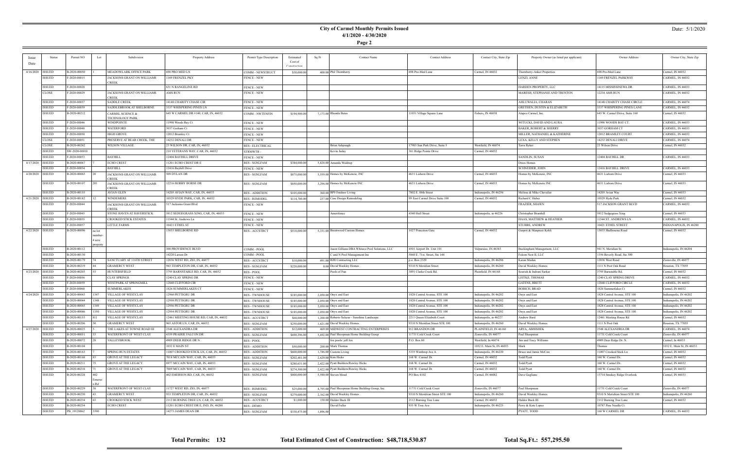# City of Carmel Monthly Permits Issued

## 4/1/2020 - 4/30/2020

Date: 5/1/2020

| Issue Date | Status | Permit NO | Lot | Subdivision | Property Address | Permit Type Description | Estimated Cost of Construction | Sq Ft | Contact Name | Contact Address | Contact City, State Zip | Property Owner (as listed per applicant) | Owner Address | Owner City, State Zip |
|---|---|---|---|---|---|---|---|---|---|---|---|---|---|---|
| 4/16/2020 | ISSUED | B-2020-00050 | 1 | MEADOWLARK OFFICE PARK | 690 PRO MED LN | COMM - NEWSTRUCT | $30,000.00 | 400.00 | Phil Thornberry | 698 Pro-Med Lane | Carmel, IN 46032 | Thornberry-Anker Properties | 698 Pro-Med Lane | Carmel, IN 46032 |
| | ISSUED | F-2020-00015 | | JACKSONS GRANT ON WILLIAMS CREEK | 1169 FRENZEL PKY | FENCE - NEW | | | | | | LENZI, ANNE | 1169 FRENZEL PARKWAY | CARMEL, IN 46032 |
| | ISSUED | F-2020-00028 | | | 631 N RANGELINE RD | FENCE - NEW | | | | | | HARDEN PROPERTY, LLC | 14115 MISSISSINEWA DR | CARMEL, IN 46033 |
| | CLOSE | F-2020-00029 | | JACKSONS GRANT ON WILLIAMS CREEK | AMS RUN | FENCE - NEW | | | | | | MARESH, STEPHANIE AND TRENTON | 12234 AMS RUN | CARMEL, IN 46032 |
| | ISSUED | F-2020-00037 | | SADDLE CREEK | 14148 CHARITY CHASE CIR | FENCE - NEW | | | | | | AHLUWALIA, CHARAN | 14148 CHARITY CHASE CIRCLE | CARMEL, IN 46074 |
| | ISSUED | F-2020-00039 | | SADDLEBROOK AT SHELBORNE | 3337 WHISPERING PINES LN | FENCE - NEW | | | | | | GRETHEN, DUSTIN & ELIZABETH | 3337 WHISPERING PINES LANE | CARMEL, IN 46032 |
| | ISSUED | B-2020-00212 | | CARMEL SCIENCE & TECHNOLOGY PARK | 645 W CARMEL DR #140, CAR, IN, 46032 | COMM - NWTENFIN | $194,900.00 | 7,173.00 | Rhonda Bates | 11051 Village Square Lane | Fishers, IN 46038 | Atapco Carmel, Inc. | 645 W. Carmel Drive, Suite 160 | Carmel, IN 46032 |
| | ISSUED | F-2020-00046 | | WINDPOINTE | 11998 Woods Bay Ct | FENCE - NEW | | | | | | WITUCKI, DAVID AND LAURA | 11998 WOODS BAY CT. | CARMEL, IN 46033 |
| | ISSUED | F-2020-00048 | | WATERFORD | 3037 Gorham Ct | FENCE - NEW | | | | | | BAKER, ROBERT & SHERRY | 3037 GORHAM CT | CARMEL, IN 46033 |
| | ISSUED | F-2020-00050 | | HIGH GROVE | 12012 Bramley Ct | FENCE - NEW | | | | | | MILLER, NATHANIEL & KATHERINE | 12012 BRAMLEY COURT | CARMEL, IN 46032 |
| | CLOSE | F-2020-00051 | | PRESERVE AT BEAR CREEK, THE | 14232 DENALI DR | FENCE - NEW | | | | | | LEXA, KELLY AND STEPHEN | 14232 DENALI DRIVE | CARMEL, IN 46074 |
| | CLOSE | B-2020-00242 | | WILSON VILLAGE | 23 WILSON DR, CAR, IN, 46032 | RES - ELECTRICAL | | | Brian Ashpaugh | 17903 Sun Park Drive, Suite 5 | Westfield, IN 46074 | Tarra Ryker | 23 Wilson Drive | Carmel, IN 46032 |
| | ISSUED | SW-2020-00018 | | | 210 VETERANS WAY, CAR, IN, 46032 | STRMWTR - | | | Kevin Juday | 361 Ridge Pointe Drive | Carmel, IN 46032 | | | |
| | ISSUED | F-2020-00053 | | BAYHILL | 12404 BAYHILL DRIVE | FENCE - NEW | | | | | | SANDLIN, SUSAN | 12404 BAYHILL DR | CARMEL, IN 46033 |
| 4/17/2020 | ISSUED | B-2020-00067 | 7 | ECHO CREST | 11201 ECHO CREST DR E | RES - SGNLFAM | $384,000.00 | 5,824.00 | Amanda Waldrup | | | Drees Homes | | |
| | ISSUED | F-2020-00054 | | BAYHILL | 12416 Bayhill Drive | FENCE - NEW | | | | | | SCHNEIDER, JOHN | 12416 BAYHILL DRIVE | CARMEL, IN 46033 |
| 4/20/2020 | ISSUED | B-2020-00065 | 20 | JACKSONS GRANT ON WILLIAMS CREEK | 509 DYLAN DR | RES - SGNLFAM | $875,000.00 | 5,559.00 | Homes by McKenzie, INC | 4631 Lisborn Drive | Carmel, IN 46033 | Homes by McKenzie, INC | 4631 Lisborn Drive | Carmel, IN 46033 |
| | ISSUED | B-2020-00107 | 201 | JACKSONS GRANT ON WILLIAMS CREEK | 12216 HOBBY HORSE DR | RES - SGNLFAM | $850,000.00 | 3,294.00 | Homes by McKenzie INC | 4631 Lisborn Drive | Carmel, IN 46033 | Homes by McKenzie INC | 4631 Lisborn Drive | Carmel, IN 46033 |
| | ISSUED | B-2020-00155 | | AVIAN GLEN | 14205 AVIAN WAY, CAR, IN, 46033 | RES - ADDITION | $105,000.00 | 360.00 | BPI Outdoor Living | 7802 E. 88th Street | Indianapolis, IN 46256 | Melissa & Mike Chevalier | 14205 Avian Way | Carmel, IN 46033 |
| 4/21/2020 | ISSUED | B-2020-00182 | 12 | WINDEMERE | 10529 HYDE PARK, CAR, IN, 46032 | RES - REMODEL | $114,700.00 | 237.00 | Case Design Remodeling | 99 East Carmel Drive Suite 100 | Carmel, IN 46032 | Richard C Huber | 10529 Hyde Park | Carmel, IN 46032 |
| | ISSUED | F-2020-00044 | | JACKSONS GRANT ON WILLIAMS CREEK | 517 Jacksons Grant Blvd | FENCE - NEW | | | | | | FRAZIER, SHAWN | 517 JACKSON GRANT BLVD | CARMEL, IN 46032 |
| | ISSUED | F-2020-00045 | | STONE HAVEN AT HAVERSTICK | 5812 SEDGEGRASS XING, CAR, IN, 46033 | FENCE - NEW | | | Amerifence | 4340 Hull Street | Indianapolis, in 46226 | Christopher Bramhill | 5812 Sedgegrass Xing | Carmel, IN 46033 |
| | ISSUED | F-2020-00055 | | CROOKED STICK ESTATES | 11544 St. Andrews Ln | FENCE - NEW | | | | | | HAAS, MATTHEW & HEATHER | 11544 ST. ANDREWS LN | CARMEL, IN 46032 |
| | ISSUED | F-2020-00057 | | LITTLE FARMS | 10421 ETHEL ST | FENCE - NEW | | | | | | STUBBS, ANDREW | 10421 ETHEL STREET | INDIANAPOLIS, IN 46280 |
| 4/22/2020 | ISSUED | B-2020-00096 | no lot number-4 acre property | | 13033 SHELBORNE RD | RES - ACCSTRCT | $518,000.00 | 5,331.00 | Brentwood Custom Homes | 1027 Princeton Gate | Carmel, IN 46032 | Gurprit & Manpreet Kohli | 13033 Shelbourne Road | Carmel, IN 46032 |
| | ISSUED | B-2020-00112 | | | 300 PROVIDENCE BLVD | COMM - POOL | | | Jason Gilliana DBA Whiteco Pool Solutions, LLC | 4501 Airport Dr. Unit 101 | Valparaiso, IN 46383 | Buckingham Management, LLC | 941 N. Meridian St. | Indianapolis, IN 46204 |
| | ISSUED | B-2020-00130 | | | 14220 Larson Dr | COMM - POOL | | | C and N Pool Management Inc | 5868 E. 71st. Street, Ste 144 | | Falcon Nest II, LLC | 1356 Beverly Road, Ste 300 | |
| | ISSUED | B-2020-00179 | 74 | SANCTUARY AT 116TH STREET | 12036 WEST RD, ZIO, IN, 46077 | RES - ACCSTRCT | $10,000.00 | 491.00 | BJH Contracting LLC | p.o. Box 2329 | Indianapolis, IN 46206 | Karan Madan | 12036 West Road | Zionsville, IN 46077 |
| | ISSUED | B-2020-00219 | 44 | GRAMERCY WEST | 943 TEMPLETON DR, CAR, IN, 46032 | RES - SGNLFAM | $220,000.00 | 0.00 | David Weekley Homes | 9310 N Meridian Street | Indianapolis, IN 46260 | David Weekley Homes | 1111 N Post Oak Road | Houston, TX 77055 |
| 4/23/2020 | ISSUED | B-2020-00203 | 53 | HUNTERSFIELD | 3795 BARNSTABLE RD, CAR, IN, 46032 | RES - POOL | | | Pools of Fun | 3891 Clarks Creek Rd. | Plainfield, IN 46168 | Sourish & Indrani Sarkar | 3795 Barnstable Rd. | Carmel, IN 46032 |
| | ISSUED | F-2020-00056 | | CLAY SPRINGS | 1240 CLAY SPRING DR | FENCE - NEW | | | | | | LEITKE, THOMAS | 1240 CLAY SPRING DRIVE | CARMEL, IN 46032 |
| | ISSUED | F-2020-00059 | | WESTPARK AT SPRINGMILL | 12848 CLIFFORD CIR | FENCE - NEW | | | | | | GATENS, BRETT | 12848 CLIFFORD CIRCLE | CARMEL, IN 46032 |
| | ISSUED | F-2020-00060 | | SUMMERLAKES | 1826 SUMMERLAKES CT | FENCE - NEW | | | | | | BOBICH, BRAD | 1826 Summerlakes Ct. | Carmel, IN 46032 |
| 4/24/2020 | ISSUED | B-2020-00043 | 1347 | VILLAGE OF WESTCLAY | 12960 PETTIGRU DR | RES - TWNHOUSE | $185,000.00 | 2,050.00 | Onyx and East | 1828 Central Avenue, STE 100 | Indianapolis, IN 46202 | Onyx and East | 1828 Central Avenue, STE 100 | Indianapolis, IN 46202 |
| | ISSUED | B-2020-00044 | 1348 | VILLAGE OF WESTCLAY | 12958 PETTIGRU DR | RES - TWNHOUSE | $185,000.00 | 2,050.00 | Onyx and East | 1828 Central Avenue, STE 100 | Indianapolis, IN 46202 | Onyx and East | 1828 Central Avenue, STE 100 | Indianapolis, IN 46202 |
| | ISSUED | B-2020-00045 | 1349 | VILLAGE OF WESTCLAY | 12956 PETTIGRU DR | RES - TWNHOUSE | $185,000.00 | 2,050.00 | Onyx and East | 1828 Central Avenue, STE 100 | Indianapolis, IN 46202 | Onyx and East | 1828 Central Avenue, STE 100 | Indianapolis, IN 46202 |
| | ISSUED | B-2020-00046 | 1350 | VILLAGE OF WESTCLAY | 12954 PETTIGRU DR | RES - TWNHOUSE | $185,000.00 | 2,050.00 | Onyx and East | 1828 Central Avenue, STE 100 | Indianapolis, IN 46202 | Onyx and East | 1828 Central Avenue, STE 100 | Indianapolis, IN 46202 |
| | ISSUED | B-2020-00153 | 811 | VILLAGE OF WESTCLAY | 12461 MEETING HOUSE RD, CAR, IN, 46032 | RES - ACCSTRCT | $68,000.00 | 1,200.00 | Roberto Salazar - Sunshine Landscape | 2211 Queen Elizabeth Court | Indianapolis, in 46227 | Andrew Bard | 12461 Meeting House Rd | Carmel, IN 46032 |
| | ISSUED | B-2020-00206 | 50 | GRAMERCY WEST | 965 ASTOR LN, CAR, IN, 46032 | RES - SGNLFAM | $250,000.00 | 1,621.00 | David Weekley Homes | 9310 N Meridian Street STE 100 | Indianapolis, IN 46260 | David Weekley Homes | 1111 N Post Oak | Houston, TX 77055 |
| 4/27/2020 | ISSUED | B-2020-00025 | 5 | THE LAKES AT TOWNE ROAD III | 2548 ALEXANDRA DR | RES - ADDITION | $12,000.00 | 469.00 | MIDWEST CONTRACTING ENTERPRISES | 912 BRANDON DR | PLAINFIELD, IN 46168 | ARYA, ABHISHEK | 2548 ALEXANDRA DR | CARMEL, IN 46074 |
| | ISSUED | B-2020-00051 | 53 | WATERFRONT OF WEST CLAY | 4359 PRAIRIE FALCON DR | RES - SGNLFAM | $690,396.00 | 5,692.00 | Paul Shoopman Home Building Group | 11731 Cold Creek Court | Zionsville, IN 46077 | Paul Shoopman | 11731 Cold Creek Court | Zionsville, IN 46077 |
| | ISSUED | B-2020-00072 | 28 | VALLEYBROOK | 4909 DEER RIDGE DR N | RES - POOL | | | fox pools/ jeff fox | P.O. Box 60 | Westfield, In 46074 | Jim and Tracy Williams | 4909 Deer Ridge Dr. N. | Carmel, In 46033 |
| | ISSUED | B-2020-00104 | | | 1032 E MAIN ST | RES - ADDITION | $50,000.00 | 200.00 | Mark Thomas | | 1032 E. Main St, IN 46033 | Mark | Thomas | 1032 E. Main St, IN 46033 |
| | ISSUED | B-2020-00163 | 7 | SPRING RUN ESTATES | 11007 CROOKED STICK LN, CAR, IN, 46032 | RES - ADDITION | $600,000.00 | 1,746.00 | Custom Living | 5335 Winthrop Ave A | Indianapolis, IN 46220 | Bruce and Jamie McCaw | 11007 Crooked Stick Ln | Carmel, IN 46032 |
| | ISSUED | B-2020-00168 | 83 | GROVE AT THE LEGACY | 7018 MCCAIN WAY, CAR, IN, 46033 | RES - SGNLFAM | $202,481.00 | 2,629.00 | Kim Hicks | 168 W. Carmel Dr. | Carmel, IN 46032 | Todd Pyatt | 168 W. Carmel Dr. | Carmel, IN 46032 |
| | ISSUED | B-2020-00211 | 75 | GROVE AT THE LEGACY | 6977 MCCAIN WAY, CAR, IN, 46033 | RES - SGNLFAM | $280,631.00 | 2,422.00 | Pyatt Builders/Rawley Hicks | 168 W. Carmel Dr. | Carmel, IN 46032 | Todd Pyatt | 168 W. Carmel Dr. | Carmel, IN 46032 |
| | ISSUED | B-2020-00218 | 71 | GROVE AT THE LEGACY | 7009 MCCAIN WAY, CAR, IN, 46033 | RES - SGNLFAM | $274,500.00 | 2,422.00 | Pyatt Builders/Rawley Hicks | 168 W. Carmel Dr. | Carmel, IN 46032 | Todd Pyatt | 168 W. Carmel Dr. | Carmel, IN 46032 |
| | ISSUED | B-2020-00228 | 402 Emerson Rd | | 402 EMERSON RD, CAR, IN, 46032 | RES - SGNLFAM | $800,000.00 | 5,580.00 | Steven Mead | PO Box 4102 | Carmel, IN 46082 | Dave Gagliano | 13714 Smokey Ridge Overlook | Carmel, IN 46033 |
| | ISSUED | B-2020-00229 | 38 | WATERFRONT OF WEST CLAY | 11727 WEST RD, ZIO, IN, 46077 | RES - REMODEL | $25,000.00 | 4,795.00 | Paul Shoopman Home Building Group, Inc. | 11731 Cold Creek Court | Zionsville, IN 46077 | Paul Shoopman | 11731 Cold Creek Court | Zionsville, IN 46077 |
| | ISSUED | B-2020-00230 | 43 | GRAMERCY WEST | 953 TEMPLETON DR, CAR, IN, 46032 | RES - SGNLFAM | $279,000.00 | 2,162.00 | David Weekley Homes | 9310 N Meridian Street STE 100 | Indianapolis, IN 46260 | David Weekley Homes | 9310 N Meridian Street STE 100 | Indianapolis, IN 46260 |
| | ISSUED | B-2020-00234 | 63 | CROOKED STICK WEST | 2112 BURNING TREE LN, CAR, IN, 46032 | RES - ACCSTRCT | $1,000.00 | 150.00 | Halder Buck III | 2112 Burning Tree Lane | Carmel, IN 46032 | Halder Buck III | 2112 Burning Tree Lane | Carmel, IN 46032 |
| | ISSUED | B-2020-00254 | | ECHO CREST | 11201 ECHO CREST DR E, IND, IN, 46280 | RES - DEMO | | | David Fuller | 935 W Troy Ave | Indianapolis, IN 46225 | Perry & Kate Lopez | 10787 Pine Needle Ct | Carmel, IN 46032 |
| | ISSUED | PB_19120062 | 3590 | | 14273 JAMES DEAN DR | RES - SGNLFAM | $330,475.00 | 1,896.00 | | | | PYATT, TODD | 168 W CARMEL DR | CARMEL, IN 46032 |

**Total Permits: 132** **Total Estimated Cost of Construction: $48,718,530.87** **Total Sq.Ft.: 557,295.50**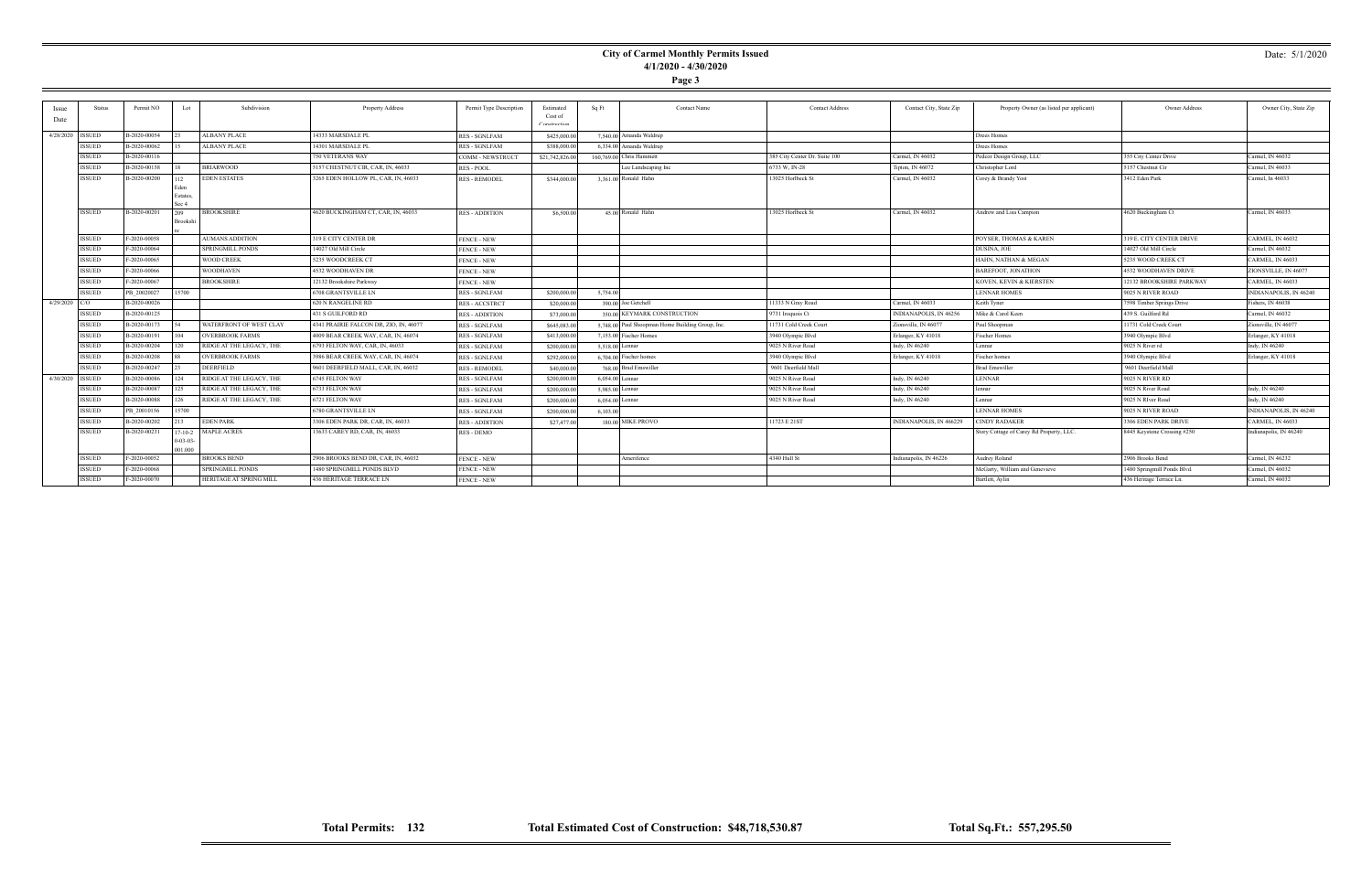# City of Carmel Monthly Permits Issued
## 4/1/2020 - 4/30/2020

Date: 5/1/2020

| Issue Date | Status | Permit NO | Lot | Subdivision | Property Address | Permit Type Description | Estimated Cost of Construction | Sq Ft | Contact Name | Contact Address | Contact City, State Zip | Property Owner (as listed per applicant) | Owner Address | Owner City, State Zip |
|---|---|---|---|---|---|---|---|---|---|---|---|---|---|---|
| 4/28/2020 | ISSUED | B-2020-00054 | 23 | ALBANY PLACE | 14333 MARSDALE PL | RES - SGNLFAM | $425,000.00 | 7,840.00 | Amanda Waldrup | | | Drees Homes | | |
| | ISSUED | B-2020-00062 | 15 | ALBANY PLACE | 14301 MARSDALE PL | RES - SGNLFAM | $388,000.00 | 6,334.00 | Amanda Waldrup | | | Drees Homes | | |
| | ISSUED | B-2020-00116 | | | 750 VETERANS WAY | COMM - NEWSTRUCT | $21,742,826.00 | 160,769.00 | Chris Hammett | 385 City Center Dr. Suite 100 | Carmel, IN 46032 | Pedcor Design Group, LLC | 355 City Center Drive | Carmel, IN 46032 |
| | ISSUED | B-2020-00158 | 18 | BRIARWOOD | 5157 CHESTNUT CIR, CAR, IN, 46033 | RES - POOL | | | Lee Landscaping Inc | 6733 W. IN-28 | Tipton, IN 46072 | Christophar Lord | 5157 Chestnut Cir | Carmel, IN 46033 |
| | ISSUED | B-2020-00200 | 112 Eden Estates, Sec 4 | EDEN ESTATES | 3265 EDEN HOLLOW PL, CAR, IN, 46033 | RES - REMODEL | $344,000.00 | 3,361.00 | Ronald Hahn | 13025 Horlbeck St | Carmel, IN 46032 | Corey & Brandy Yost | 3412 Eden Park | Carmel, In 46033 |
| | ISSUED | B-2020-00201 | 209 Brookshire | BROOKSHIRE | 4620 BUCKINGHAM CT, CAR, IN, 46033 | RES - ADDITION | $6,500.00 | 45.00 | Ronald Hahn | 13025 Horlbeck St | Carmel, IN 46032 | Andrew and Lisa Campion | 4620 Buckingham Ct | Carmel, IN 46033 |
| | ISSUED | F-2020-00058 | | AUMANS ADDITION | 319 E CITY CENTER DR | FENCE - NEW | | | | | | POYSER, THOMAS & KAREN | 319 E. CITY CENTER DRIVE | CARMEL, IN 46032 |
| | ISSUED | F-2020-00064 | | SPRINGMILL PONDS | 14027 Old Mill Circle | FENCE - NEW | | | | | | DUSINA, JOE | 14027 Old Mill Circle | Carmel, IN 46032 |
| | ISSUED | F-2020-00065 | | WOOD CREEK | 5235 WOODCREEK CT | FENCE - NEW | | | | | | HAHN, NATHAN & MEGAN | 5235 WOOD CREEK CT | CARMEL, IN 46033 |
| | ISSUED | F-2020-00066 | | WOODHAVEN | 4532 WOODHAVEN DR | FENCE - NEW | | | | | | BAREFOOT, JONATHON | 4532 WOODHAVEN DRIVE | ZIONSVILLE, IN 46077 |
| | ISSUED | F-2020-00067 | | BROOKSHIRE | 12132 Brookshire Parkway | FENCE - NEW | | | | | | KOVEN, KEVIN & KIERSTEN | 12132 BROOKSHIRE PARKWAY | CARMEL, IN 46033 |
| | ISSUED | PB_20020027 | 15700 | | 6708 GRANTSVILLE LN | RES - SGNLFAM | $200,000.00 | 5,754.00 | | | | LENNAR HOMES | 9025 N RIVER ROAD | INDIANAPOLIS, IN 46240 |
| 4/29/2020 | C/O | B-2020-00026 | | | 620 N RANGELINE RD | RES - ACCSTRCT | $20,000.00 | 390.00 | Joe Getchell | 11333 N Gray Road | Carmel, IN 46033 | Keith Tyner | 7598 Timber Springs Drive | Fishers, IN 46038 |
| | ISSUED | B-2020-00125 | | | 431 S GUILFORD RD | RES - ADDITION | $73,000.00 | 350.00 | KEYMARK CONSTRUCTION | 9731 Iroquois Ct. | INDIANAPOLIS, IN 46256 | Mike & Carol Keen | 439 S. Guilford Rd | Carmel, IN 46032 |
| | ISSUED | B-2020-00173 | 54 | WATERFRONT OF WEST CLAY | 4341 PRAIRIE FALCON DR, ZIO, IN, 46077 | RES - SGNLFAM | $645,083.00 | 5,748.00 | Paul Shoopman Home Building Group, Inc. | 11731 Cold Creek Court | Zionsville, IN 46077 | Paul Shoopman | 11731 Cold Creek Court | Zionsville, IN 46077 |
| | ISSUED | B-2020-00191 | 104 | OVERBROOK FARMS | 4009 BEAR CREEK WAY, CAR, IN, 46074 | RES - SGNLFAM | $413,000.00 | 7,155.00 | Fischer Homes | 3940 Olympic Blvd | Erlanger, KY 41018 | Fischer Homes | 3940 Olympic Blvd | Erlanger, KY 41018 |
| | ISSUED | B-2020-00204 | 120 | RIDGE AT THE LEGACY, THE | 6793 FELTON WAY, CAR, IN, 46033 | RES - SGNLFAM | $200,000.00 | 5,518.00 | Lennar | 9025 N River Road | Indy, IN 46240 | Lennar | 9025 N River rd | Indy, IN 46240 |
| | ISSUED | B-2020-00208 | 88 | OVERBROOK FARMS | 3986 BEAR CREEK WAY, CAR, IN, 46074 | RES - SGNLFAM | $292,000.00 | 6,704.00 | Fischer homes | 3940 Olympic Blvd | Erlanger, KY 41018 | Fischer homes | 3940 Olympic Blvd | Erlanger, KY 41018 |
| | ISSUED | B-2020-00247 | 23 | DEERFIELD | 9601 DEERFIELD MALL, CAR, IN, 46032 | RES - REMODEL | $40,000.00 | 768.00 | Brad Emswiller | 9601 Deerfield Mall | | Brad Emswiller | 9601 Deerfield Mall | |
| 4/30/2020 | ISSUED | B-2020-00086 | 124 | RIDGE AT THE LEGACY, THE | 6745 FELTON WAY | RES - SGNLFAM | $200,000.00 | 6,054.00 | Lennar | 9025 N River Road | Indy, IN 46240 | LENNAR | 9025 N RIVER RD | |
| | ISSUED | B-2020-00087 | 125 | RIDGE AT THE LEGACY, THE | 6733 FELTON WAY | RES - SGNLFAM | $200,000.00 | 5,985.00 | Lennar | 9025 N River Road | Indy, IN 46240 | lennar | 9025 N River Road | Indy, IN 46240 |
| | ISSUED | B-2020-00088 | 126 | RIDGE AT THE LEGACY, THE | 6721 FELTON WAY | RES - SGNLFAM | $200,000.00 | 6,054.00 | Lennar | 9025 N River Road | Indy, IN 46240 | Lennar | 9025 N RIver Road | Indy, IN 46240 |
| | ISSUED | PB_20010156 | 15700 | | 6780 GRANTSVILLE LN | RES - SGNLFAM | $200,000.00 | 6,103.00 | | | | LENNAR HOMES | 9025 N RIVER ROAD | INDIANAPOLIS, IN 46240 |
| | ISSUED | B-2020-00202 | 213 | EDEN PARK | 3306 EDEN PARK DR, CAR, IN, 46033 | RES - ADDITION | $27,477.00 | 180.00 | MIKE PROVO | 11723 E 21ST | INDIANAPOLIS, IN 466229 | CINDY RADAKER | 3306 EDEN PARK DRIVE | CARMEL, IN 46033 |
| | ISSUED | B-2020-00231 | 17-10-2 0-03-03-001.000 | MAPLE ACRES | 13633 CAREY RD, CAR, IN, 46033 | RES - DEMO | | | | | | Story Cottage of Carey Rd Property, LLC. | 8445 Keystone Crossing #250 | Indianapolis, IN 46240 |
| | ISSUED | F-2020-00052 | | BROOKS BEND | 2906 BROOKS BEND DR, CAR, IN, 46032 | FENCE - NEW | | | Amerifence | 4340 Hull St | Indianapolis, IN 46226 | Audrey Roland | 2906 Brooks Bend | Carmel, IN 46232 |
| | ISSUED | F-2020-00068 | | SPRINGMILL PONDS | 1480 SPRINGMILL PONDS BLVD | FENCE - NEW | | | | | | McGarty, William and Genevieve | 1480 Springmill Ponds Blvd. | Carmel, IN 46032 |
| | ISSUED | F-2020-00070 | | HERITAGE AT SPRING MILL | 436 HERITAGE TERRACE LN | FENCE - NEW | | | | | | Bartlett, Aylin | 436 Heritage Terrace Ln. | Carmel, IN 46032 |

**Total Permits: 132** **Total Estimated Cost of Construction: $48,718,530.87** **Total Sq.Ft.: 557,295.50**